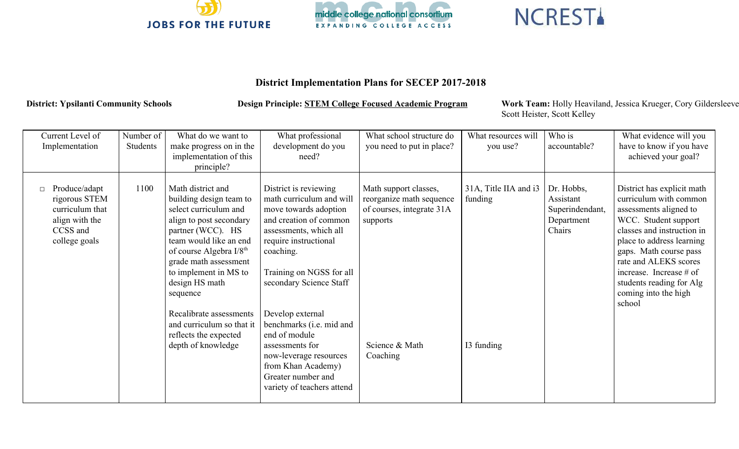JOBS FOR THE FUTURE | middle college national consortium — EXPANDING COLLEGE ACCESS | NCREST

## District Implementation Plans for SECEP 2017-2018

**District: Ypsilanti Community Schools** **Design Principle: STEM College Focused Academic Program** **Work Team:** Holly Heaviland, Jessica Krueger, Cory Gildersleeve Scott Heister, Scott Kelley

| Current Level of Implementation | Number of Students | What do we want to make progress on in the implementation of this principle? | What professional development do you need? | What school structure do you need to put in place? | What resources will you use? | Who is accountable? | What evidence will you have to know if you have achieved your goal? |
|---|---|---|---|---|---|---|---|
| □ Produce/adapt rigorous STEM curriculum that align with the CCSS and college goals | 1100 | Math district and building design team to select curriculum and align to post secondary partner (WCC). HS team would like an end of course Algebra I/8th grade math assessment to implement in MS to design HS math sequence | District is reviewing math curriculum and will move towards adoption and creation of common assessments, which all require instructional coaching.<br><br>Training on NGSS for all secondary Science Staff | Math support classes, reorganize math sequence of courses, integrate 31A supports | 31A, Title IIA and i3 funding | Dr. Hobbs, Assistant Superindendant, Department Chairs | District has explicit math curriculum with common assessments aligned to WCC. Student support classes and instruction in place to address learning gaps. Math course pass rate and ALEKS scores increase. Increase # of students reading for Alg coming into the high school |
| | | Recalibrate assessments and curriculum so that it reflects the expected depth of knowledge | Develop external benchmarks (i.e. mid and end of module assessments for now-leverage resources from Khan Academy) Greater number and variety of teachers attend | Science & Math Coaching | I3 funding | | |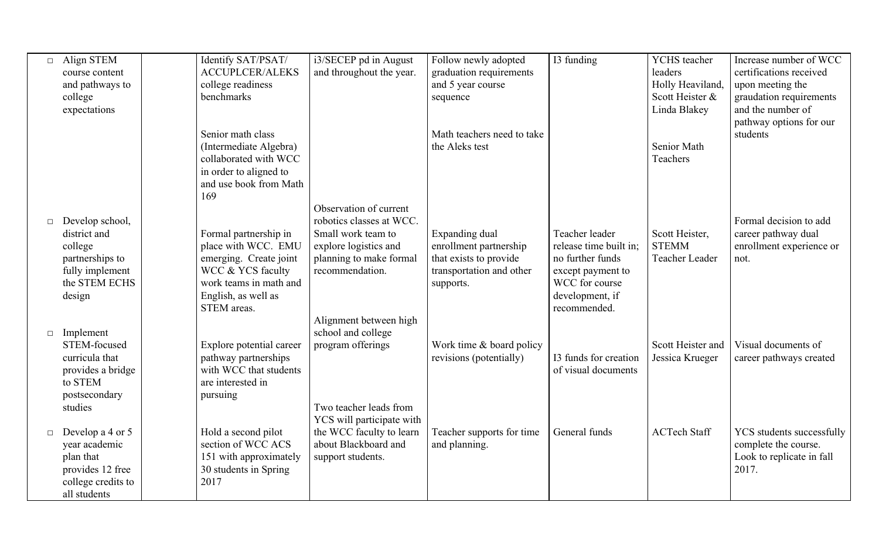| | | | | | | | |
|---|---|---|---|---|---|---|---|
| □ Align STEM course content and pathways to college expectations | | Identify SAT/PSAT/ ACCUPLCER/ALEKS college readiness benchmarks | i3/SECEP pd in August and throughout the year. | Follow newly adopted graduation requirements and 5 year course sequence | I3 funding | YCHS teacher leaders Holly Heaviland, Scott Heister & Linda Blakey | Increase number of WCC certifications received upon meeting the graudation requirements and the number of pathway options for our students |
| | | Senior math class (Intermediate Algebra) collaborated with WCC in order to aligned to and use book from Math 169 | | Math teachers need to take the Aleks test | | Senior Math Teachers | |
| □ Develop school, district and college partnerships to fully implement the STEM ECHS design | | Formal partnership in place with WCC. EMU emerging. Create joint WCC & YCS faculty work teams in math and English, as well as STEM areas. | Observation of current robotics classes at WCC. Small work team to explore logistics and planning to make formal recommendation. | Expanding dual enrollment partnership that exists to provide transportation and other supports. | Teacher leader release time built in; no further funds except payment to WCC for course development, if recommended. | Scott Heister, STEMM Teacher Leader | Formal decision to add career pathway dual enrollment experience or not. |
| □ Implement STEM-focused curricula that provides a bridge to STEM postsecondary studies | | Explore potential career pathway partnerships with WCC that students are interested in pursuing | Alignment between high school and college program offerings | Work time & board policy revisions (potentially) | I3 funds for creation of visual documents | Scott Heister and Jessica Krueger | Visual documents of career pathways created |
| □ Develop a 4 or 5 year academic plan that provides 12 free college credits to all students | | Hold a second pilot section of WCC ACS 151 with approximately 30 students in Spring 2017 | Two teacher leads from YCS will participate with the WCC faculty to learn about Blackboard and support students. | Teacher supports for time and planning. | General funds | ACTech Staff | YCS students successfully complete the course. Look to replicate in fall 2017. |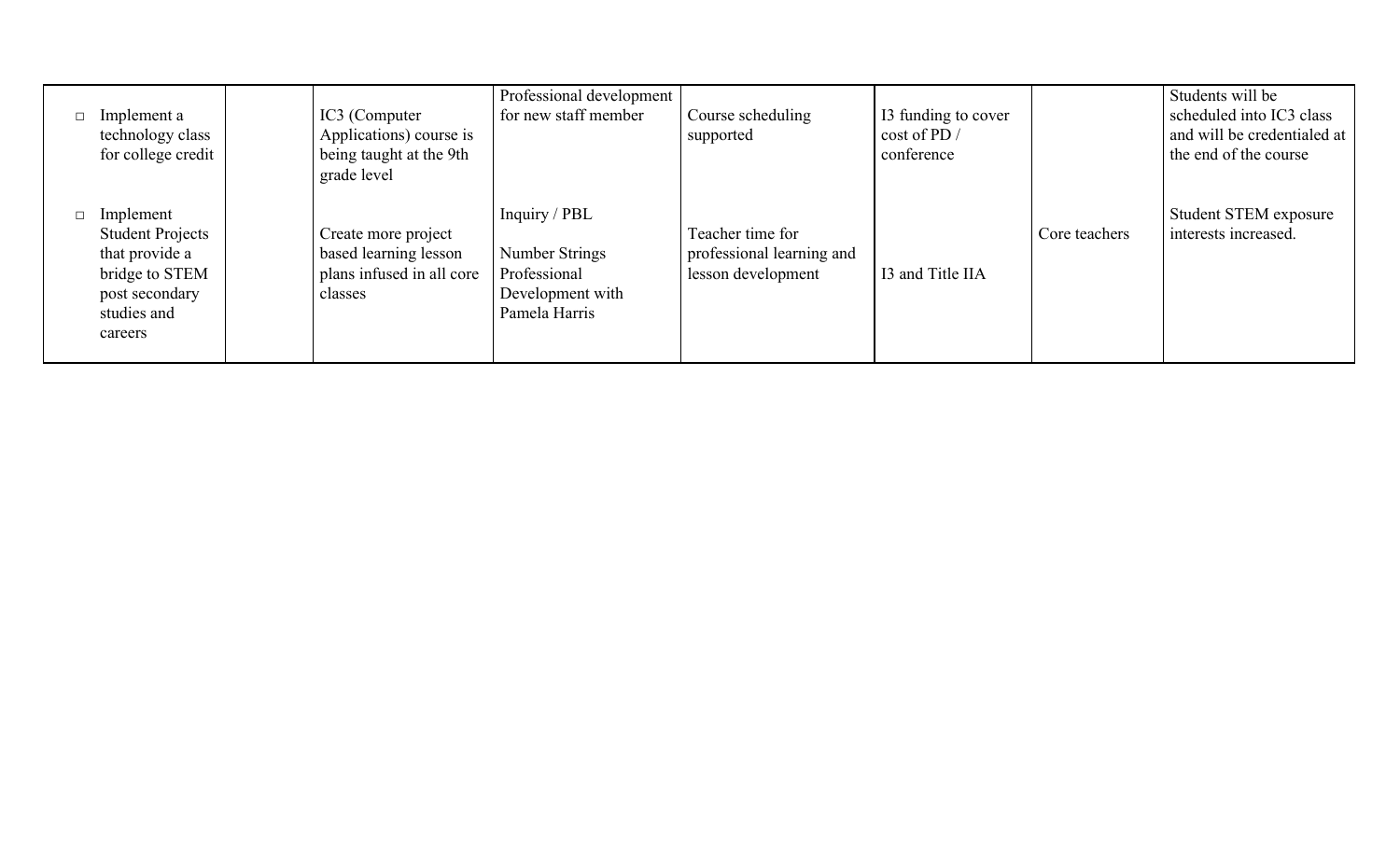| | | | | | | | |
|---|---|---|---|---|---|---|---|
| □ Implement a technology class for college credit | | IC3 (Computer Applications) course is being taught at the 9th grade level | Professional development for new staff member | Course scheduling supported | I3 funding to cover cost of PD / conference | | Students will be scheduled into IC3 class and will be credentialed at the end of the course |
| □ Implement Student Projects that provide a bridge to STEM post secondary studies and careers | | Create more project based learning lesson plans infused in all core classes | Inquiry / PBL<br><br>Number Strings Professional Development with Pamela Harris | Teacher time for professional learning and lesson development | I3 and Title IIA | Core teachers | Student STEM exposure interests increased. |